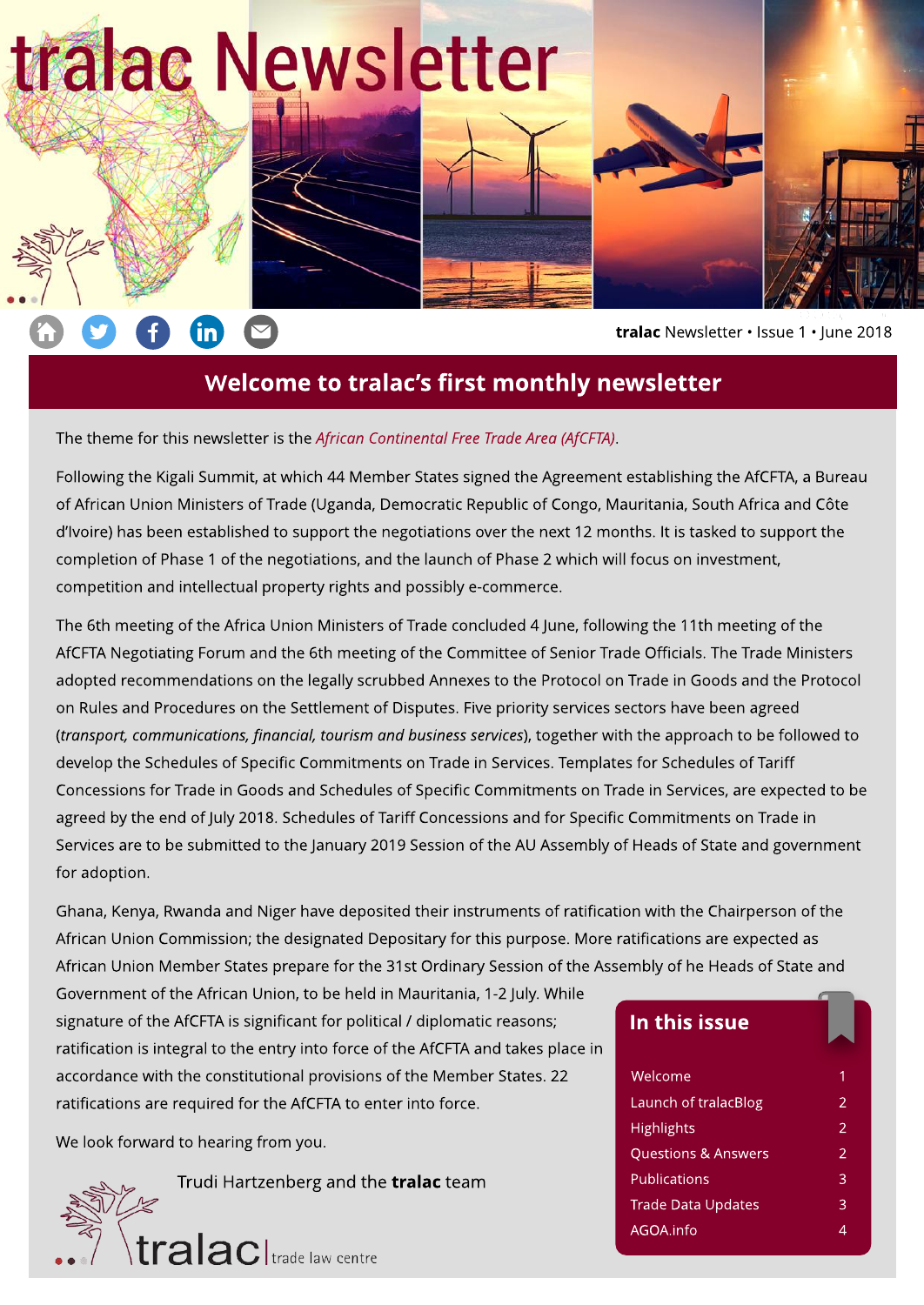# tralac Newsletter

**tralac** Newsletter • Issue 1 • June 2018

## Welcome to tralac's first monthly newsletter

The theme for this newsletter is the *African Continental Free Trade Area (AfCFTA)*.

Following the Kigali Summit, at which 44 Member States signed the Agreement establishing the AfCFTA, a Bureau of African Union Ministers of Trade (Uganda, Democratic Republic of Congo, Mauritania, South Africa and Côte d'Ivoire) has been established to support the negotiations over the next 12 months. It is tasked to support the completion of Phase 1 of the negotiations, and the launch of Phase 2 which will focus on investment, competition and intellectual property rights and possibly e-commerce.

The 6th meeting of the Africa Union Ministers of Trade concluded 4 June, following the 11th meeting of the AfCFTA Negotiating Forum and the 6th meeting of the Committee of Senior Trade Officials. The Trade Ministers adopted recommendations on the legally scrubbed Annexes to the Protocol on Trade in Goods and the Protocol on Rules and Procedures on the Settlement of Disputes. Five priority services sectors have been agreed (*transport, communications, financial, tourism and business services*), together with the approach to be followed to develop the Schedules of Specific Commitments on Trade in Services. Templates for Schedules of Tariff Concessions for Trade in Goods and Schedules of Specific Commitments on Trade in Services, are expected to be agreed by the end of July 2018. Schedules of Tariff Concessions and for Specific Commitments on Trade in Services are to be submitted to the January 2019 Session of the AU Assembly of Heads of State and government for adoption.

Ghana, Kenya, Rwanda and Niger have deposited their instruments of ratification with the Chairperson of the African Union Commission; the designated Depositary for this purpose. More ratifications are expected as African Union Member States prepare for the 31st Ordinary Session of the Assembly of he Heads of State and Government of the African Union, to be held in Mauritania, 1-2 July. While signature of the AfCFTA is significant for political / diplomatic reasons; ratification is integral to the entry into force of the AfCFTA and takes place in accordance with the constitutional provisions of the Member States. 22 ratifications are required for the AfCFTA to enter into force.

We look forward to hearing from you.

Trudi Hartzenberg and the **tralac** team

### In this issue

| | |
|---|---|
| Welcome | 1 |
| Launch of tralacBlog | 2 |
| Highlights | 2 |
| Questions & Answers | 2 |
| Publications | 3 |
| Trade Data Updates | 3 |
| AGOA.info | 4 |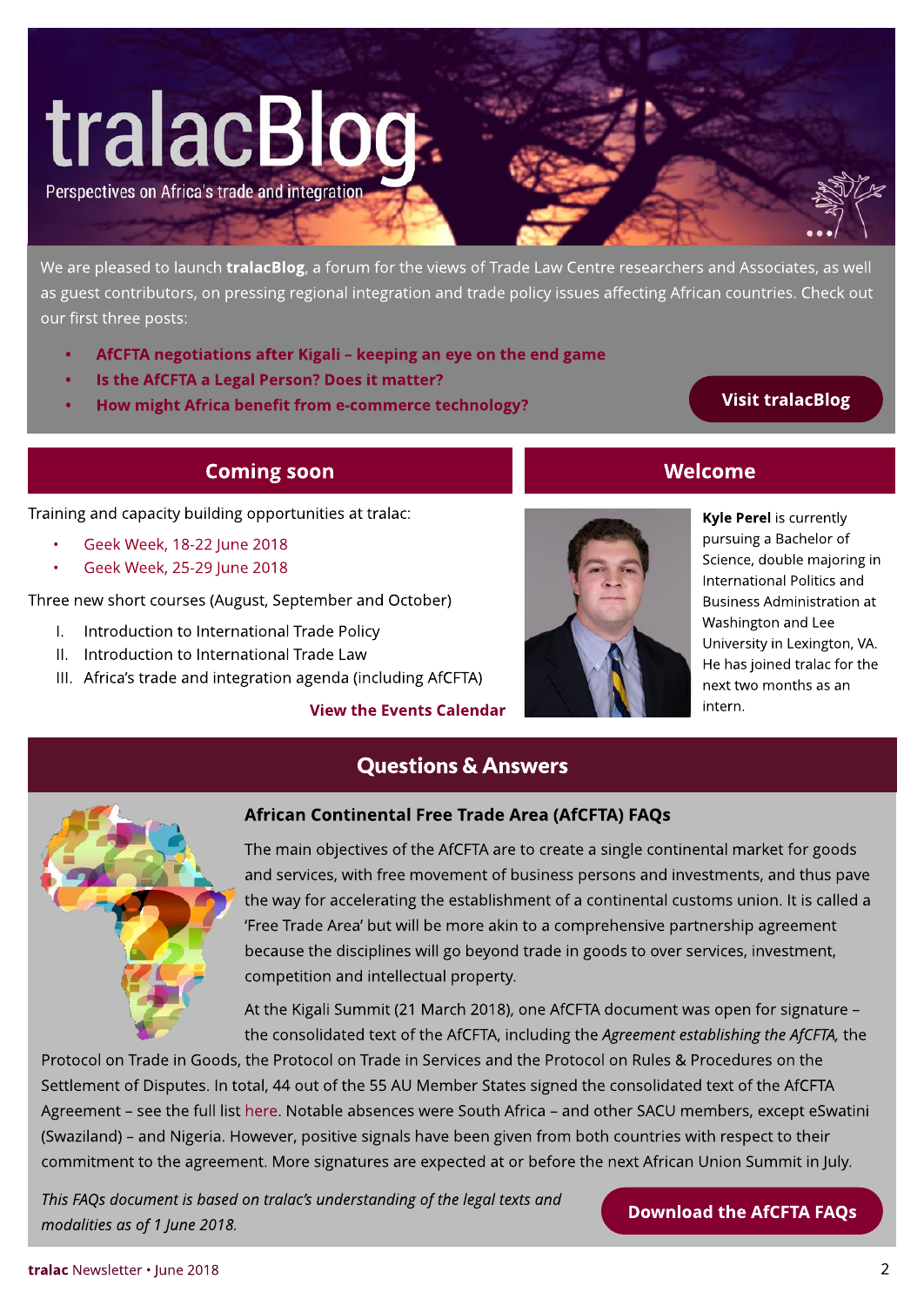# tralacBlog

Perspectives on Africa's trade and integration

We are pleased to launch **tralacBlog**, a forum for the views of Trade Law Centre researchers and Associates, as well as guest contributors, on pressing regional integration and trade policy issues affecting African countries. Check out our first three posts:

- **AfCFTA negotiations after Kigali – keeping an eye on the end game**
- **Is the AfCFTA a Legal Person? Does it matter?**
- **How might Africa benefit from e-commerce technology?**

**Visit tralacBlog**

## Coming soon

Training and capacity building opportunities at tralac:

- Geek Week, 18-22 June 2018
- Geek Week, 25-29 June 2018

Three new short courses (August, September and October)

I. Introduction to International Trade Policy
II. Introduction to International Trade Law
III. Africa's trade and integration agenda (including AfCFTA)

**View the Events Calendar**

## Welcome

**Kyle Perel** is currently pursuing a Bachelor of Science, double majoring in International Politics and Business Administration at Washington and Lee University in Lexington, VA. He has joined tralac for the next two months as an intern.

## Questions & Answers

### African Continental Free Trade Area (AfCFTA) FAQs

The main objectives of the AfCFTA are to create a single continental market for goods and services, with free movement of business persons and investments, and thus pave the way for accelerating the establishment of a continental customs union. It is called a 'Free Trade Area' but will be more akin to a comprehensive partnership agreement because the disciplines will go beyond trade in goods to over services, investment, competition and intellectual property.

At the Kigali Summit (21 March 2018), one AfCFTA document was open for signature – the consolidated text of the AfCFTA, including the *Agreement establishing the AfCFTA,* the Protocol on Trade in Goods, the Protocol on Trade in Services and the Protocol on Rules & Procedures on the Settlement of Disputes. In total, 44 out of the 55 AU Member States signed the consolidated text of the AfCFTA Agreement – see the full list here. Notable absences were South Africa – and other SACU members, except eSwatini (Swaziland) – and Nigeria. However, positive signals have been given from both countries with respect to their commitment to the agreement. More signatures are expected at or before the next African Union Summit in July.

*This FAQs document is based on tralac's understanding of the legal texts and modalities as of 1 June 2018.*

**Download the AfCFTA FAQs**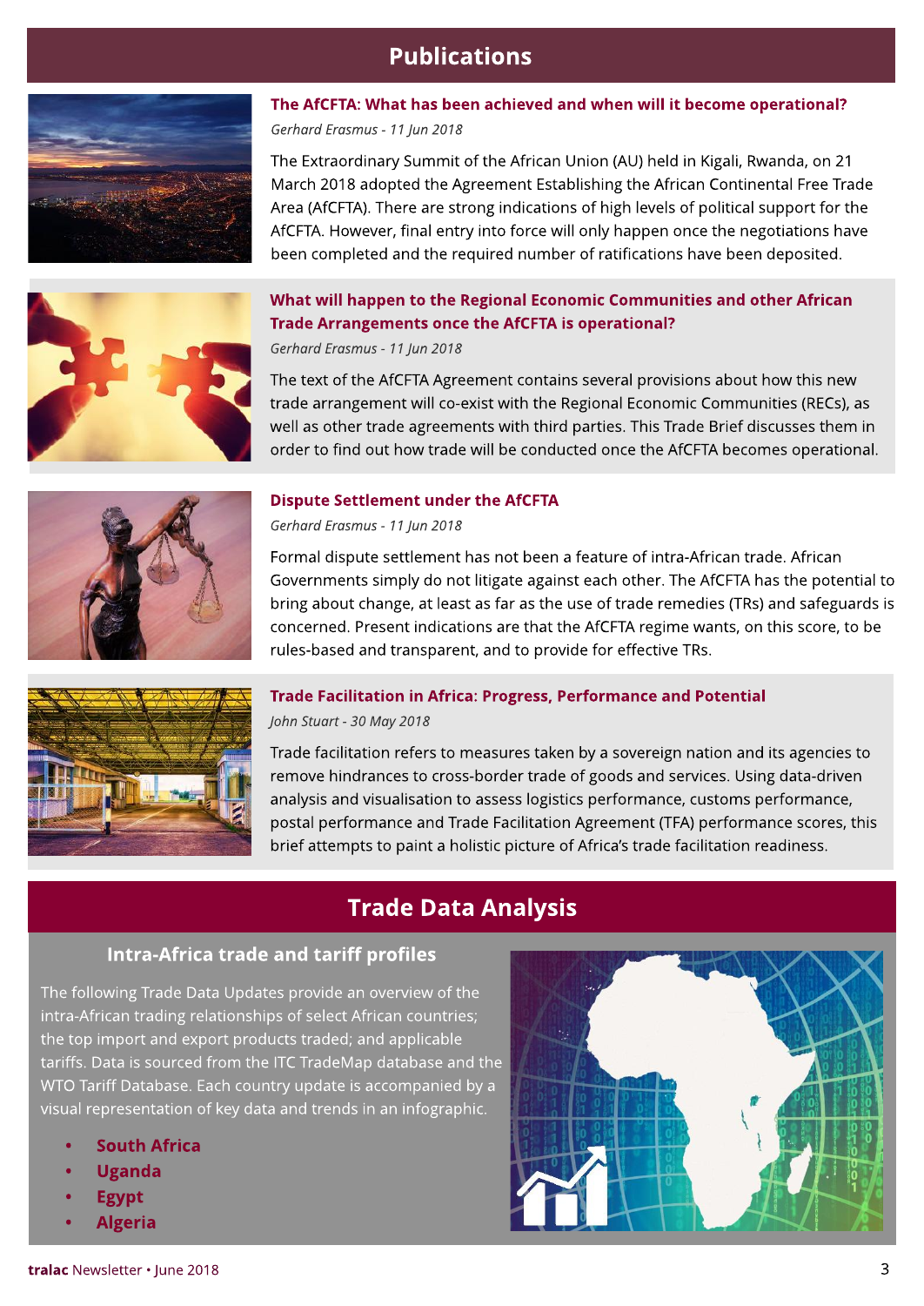# Publications

### The AfCFTA: What has been achieved and when will it become operational?

*Gerhard Erasmus - 11 Jun 2018*

The Extraordinary Summit of the African Union (AU) held in Kigali, Rwanda, on 21 March 2018 adopted the Agreement Establishing the African Continental Free Trade Area (AfCFTA). There are strong indications of high levels of political support for the AfCFTA. However, final entry into force will only happen once the negotiations have been completed and the required number of ratifications have been deposited.

### What will happen to the Regional Economic Communities and other African Trade Arrangements once the AfCFTA is operational?

*Gerhard Erasmus - 11 Jun 2018*

The text of the AfCFTA Agreement contains several provisions about how this new trade arrangement will co-exist with the Regional Economic Communities (RECs), as well as other trade agreements with third parties. This Trade Brief discusses them in order to find out how trade will be conducted once the AfCFTA becomes operational.

### Dispute Settlement under the AfCFTA

*Gerhard Erasmus - 11 Jun 2018*

Formal dispute settlement has not been a feature of intra-African trade. African Governments simply do not litigate against each other. The AfCFTA has the potential to bring about change, at least as far as the use of trade remedies (TRs) and safeguards is concerned. Present indications are that the AfCFTA regime wants, on this score, to be rules-based and transparent, and to provide for effective TRs.

### Trade Facilitation in Africa: Progress, Performance and Potential

*John Stuart - 30 May 2018*

Trade facilitation refers to measures taken by a sovereign nation and its agencies to remove hindrances to cross-border trade of goods and services. Using data-driven analysis and visualisation to assess logistics performance, customs performance, postal performance and Trade Facilitation Agreement (TFA) performance scores, this brief attempts to paint a holistic picture of Africa's trade facilitation readiness.

# Trade Data Analysis

## Intra-Africa trade and tariff profiles

The following Trade Data Updates provide an overview of the intra-African trading relationships of select African countries; the top import and export products traded; and applicable tariffs. Data is sourced from the ITC TradeMap database and the WTO Tariff Database. Each country update is accompanied by a visual representation of key data and trends in an infographic.

- **South Africa**
- **Uganda**
- **Egypt**
- **Algeria**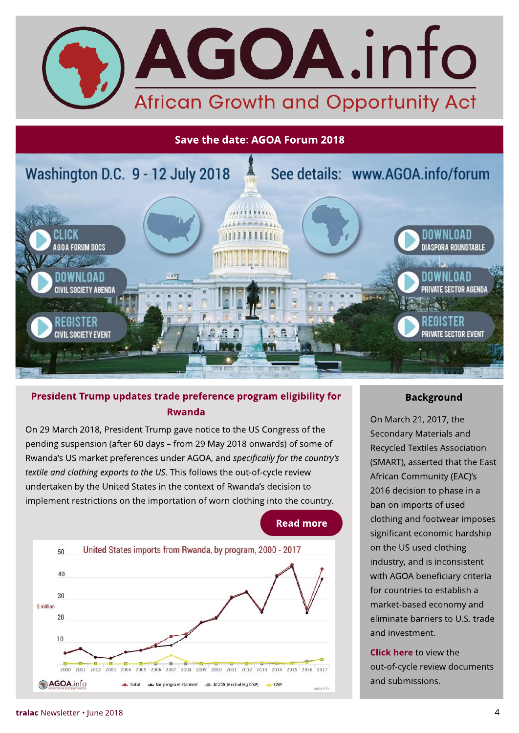# AGOA.info

African Growth and Opportunity Act

## Save the date: AGOA Forum 2018

Washington D.C. 9 - 12 July 2018

See details: www.AGOA.info/forum

CLICK AGOA FORUM DOCS

DOWNLOAD CIVIL SOCIETY AGENDA

REGISTER CIVIL SOCIETY EVENT

DOWNLOAD DIASPORA ROUNDTABLE

DOWNLOAD PRIVATE SECTOR AGENDA

REGISTER PRIVATE SECTOR EVENT

## President Trump updates trade preference program eligibility for Rwanda

On 29 March 2018, President Trump gave notice to the US Congress of the pending suspension (after 60 days – from 29 May 2018 onwards) of some of Rwanda's US market preferences under AGOA, and *specifically for the country's textile and clothing exports to the US*. This follows the out-of-cycle review undertaken by the United States in the context of Rwanda's decision to implement restrictions on the importation of worn clothing into the country.

**Read more**

United States imports from Rwanda, by program, 2000 - 2017

## Background

On March 21, 2017, the Secondary Materials and Recycled Textiles Association (SMART), asserted that the East African Community (EAC)'s 2016 decision to phase in a ban on imports of used clothing and footwear imposes significant economic hardship on the US used clothing industry, and is inconsistent with AGOA beneficiary criteria for countries to establish a market-based economy and eliminate barriers to U.S. trade and investment.

**Click here** to view the out-of-cycle review documents and submissions.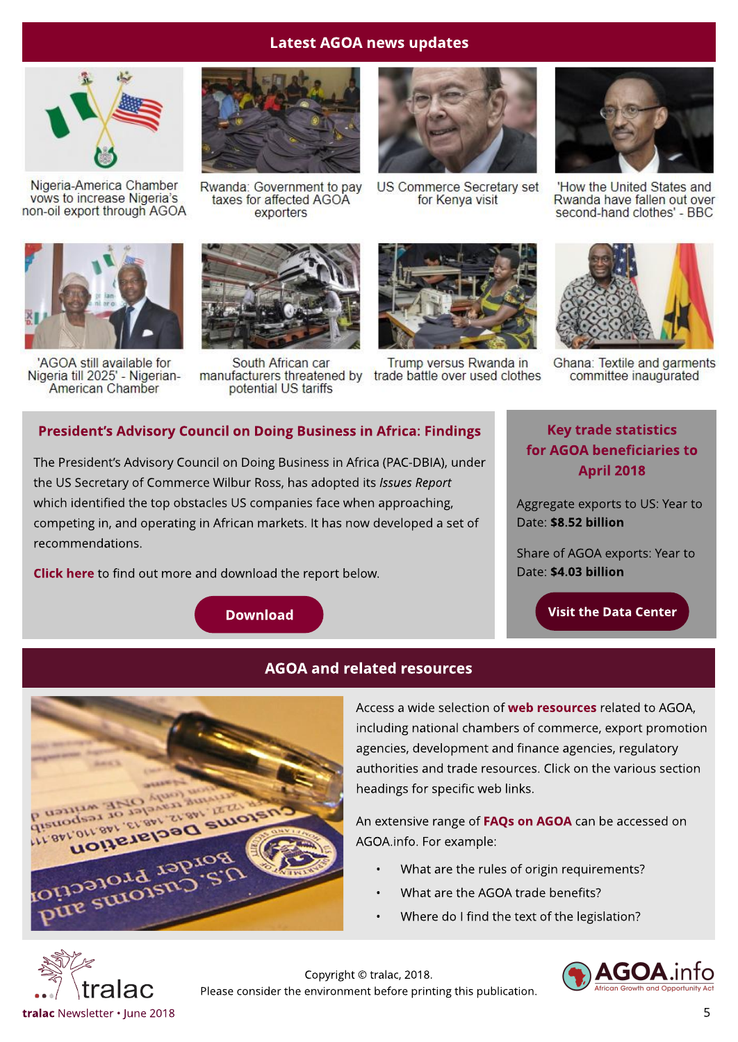## Latest AGOA news updates

Nigeria-America Chamber vows to increase Nigeria's non-oil export through AGOA

Rwanda: Government to pay taxes for affected AGOA exporters

US Commerce Secretary set for Kenya visit

'How the United States and Rwanda have fallen out over second-hand clothes' - BBC

'AGOA still available for Nigeria till 2025' - Nigerian-American Chamber

South African car manufacturers threatened by potential US tariffs

Trump versus Rwanda in trade battle over used clothes

Ghana: Textile and garments committee inaugurated

### President's Advisory Council on Doing Business in Africa: Findings

The President's Advisory Council on Doing Business in Africa (PAC-DBIA), under the US Secretary of Commerce Wilbur Ross, has adopted its *Issues Report* which identified the top obstacles US companies face when approaching, competing in, and operating in African markets. It has now developed a set of recommendations.

**Click here** to find out more and download the report below.

**Download**

### Key trade statistics for AGOA beneficiaries to April 2018

Aggregate exports to US: Year to Date: **$8.52 billion**

Share of AGOA exports: Year to Date: **$4.03 billion**

**Visit the Data Center**

## AGOA and related resources

Access a wide selection of **web resources** related to AGOA, including national chambers of commerce, export promotion agencies, development and finance agencies, regulatory authorities and trade resources. Click on the various section headings for specific web links.

An extensive range of **FAQs on AGOA** can be accessed on AGOA.info. For example:

- What are the rules of origin requirements?
- What are the AGOA trade benefits?
- Where do I find the text of the legislation?

Copyright © tralac, 2018.
Please consider the environment before printing this publication.